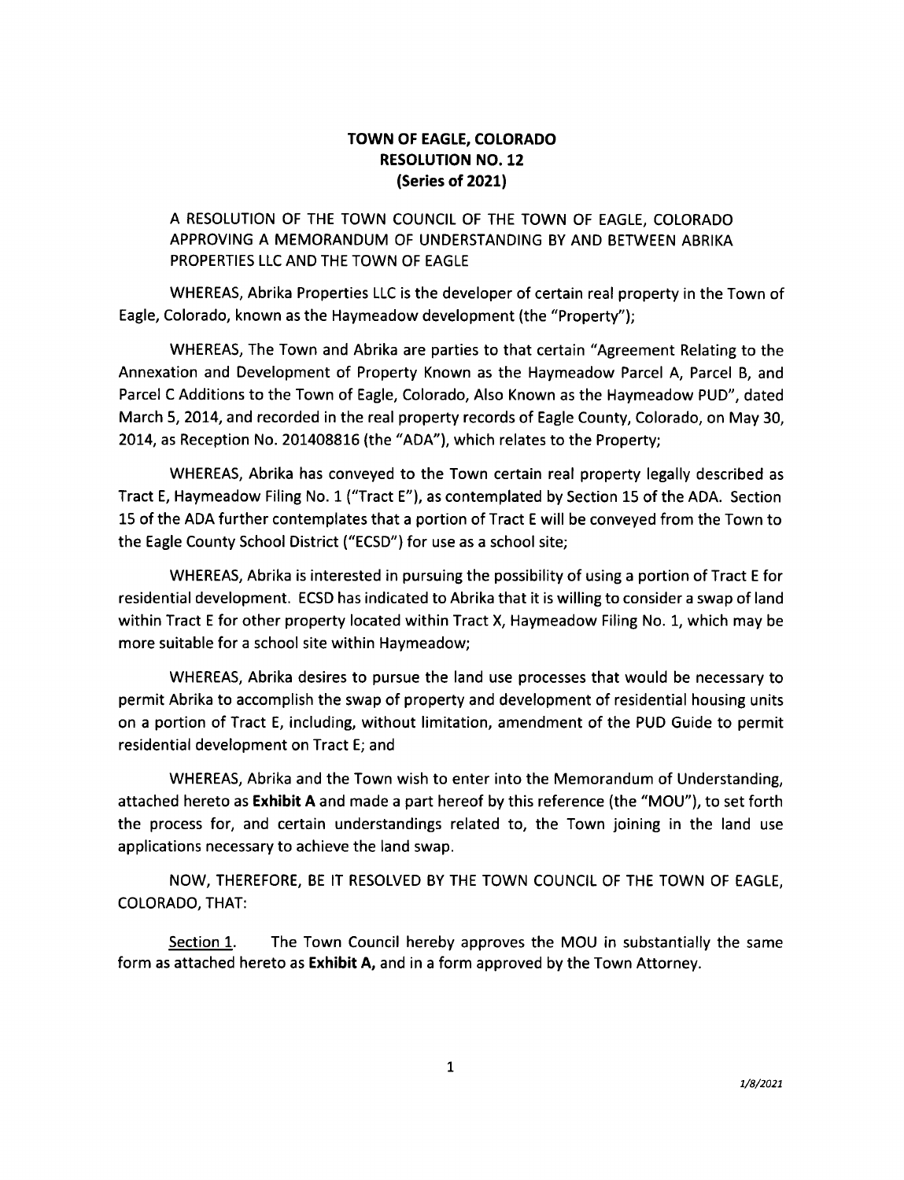# TOWN OF EAGLE, COLORADO
## RESOLUTION NO. 12
## (Series of 2021)

A RESOLUTION OF THE TOWN COUNCIL OF THE TOWN OF EAGLE, COLORADO APPROVING A MEMORANDUM OF UNDERSTANDING BY AND BETWEEN ABRIKA PROPERTIES LLC AND THE TOWN OF EAGLE

WHEREAS, Abrika Properties LLC is the developer of certain real property in the Town of Eagle, Colorado, known as the Haymeadow development (the "Property");

WHEREAS, The Town and Abrika are parties to that certain "Agreement Relating to the Annexation and Development of Property Known as the Haymeadow Parcel A, Parcel B, and Parcel C Additions to the Town of Eagle, Colorado, Also Known as the Haymeadow PUD", dated March 5, 2014, and recorded in the real property records of Eagle County, Colorado, on May 30, 2014, as Reception No. 201408816 (the "ADA"), which relates to the Property;

WHEREAS, Abrika has conveyed to the Town certain real property legally described as Tract E, Haymeadow Filing No. 1 ("Tract E"), as contemplated by Section 15 of the ADA. Section 15 of the ADA further contemplates that a portion of Tract E will be conveyed from the Town to the Eagle County School District ("ECSD") for use as a school site;

WHEREAS, Abrika is interested in pursuing the possibility of using a portion of Tract E for residential development. ECSD has indicated to Abrika that it is willing to consider a swap of land within Tract E for other property located within Tract X, Haymeadow Filing No. 1, which may be more suitable for a school site within Haymeadow;

WHEREAS, Abrika desires to pursue the land use processes that would be necessary to permit Abrika to accomplish the swap of property and development of residential housing units on a portion of Tract E, including, without limitation, amendment of the PUD Guide to permit residential development on Tract E; and

WHEREAS, Abrika and the Town wish to enter into the Memorandum of Understanding, attached hereto as **Exhibit A** and made a part hereof by this reference (the "MOU"), to set forth the process for, and certain understandings related to, the Town joining in the land use applications necessary to achieve the land swap.

NOW, THEREFORE, BE IT RESOLVED BY THE TOWN COUNCIL OF THE TOWN OF EAGLE, COLORADO, THAT:

Section 1. The Town Council hereby approves the MOU in substantially the same form as attached hereto as **Exhibit A,** and in a form approved by the Town Attorney.

*1/8/2021*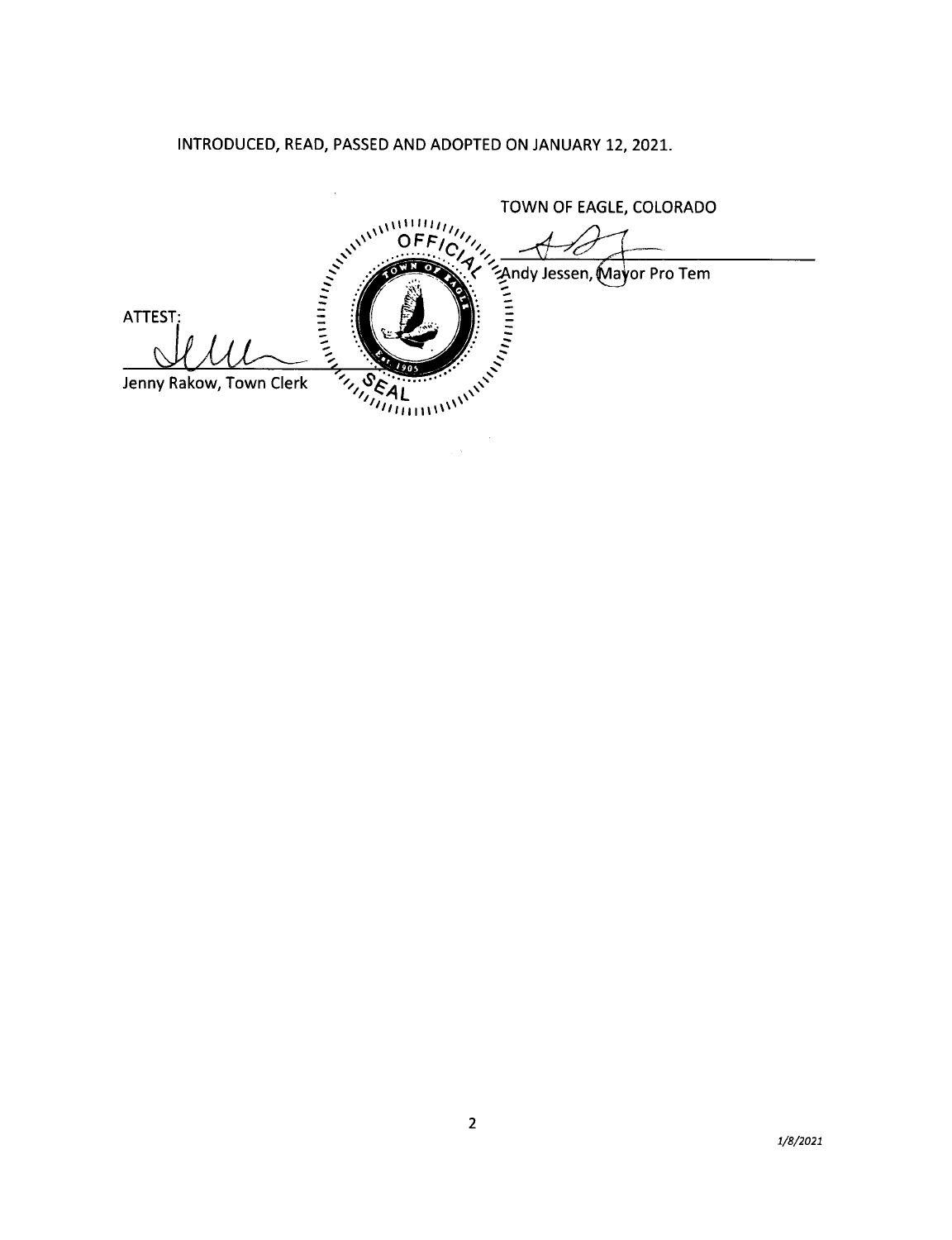INTRODUCED, READ, PASSED AND ADOPTED ON JANUARY 12, 2021.

TOWN OF EAGLE, COLORADO

Andy Jessen, Mayor Pro Tem

ATTEST:

Jenny Rakow, Town Clerk

1/8/2021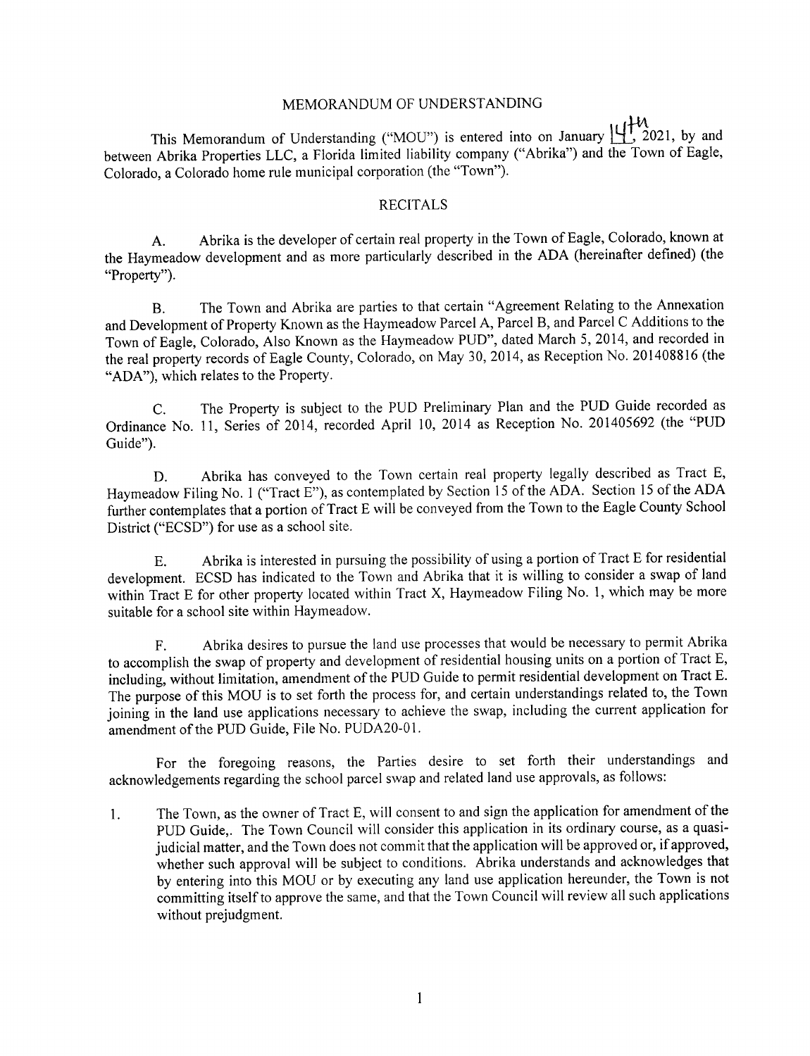# MEMORANDUM OF UNDERSTANDING

This Memorandum of Understanding ("MOU") is entered into on January 14th, 2021, by and between Abrika Properties LLC, a Florida limited liability company ("Abrika") and the Town of Eagle, Colorado, a Colorado home rule municipal corporation (the "Town").

## RECITALS

A. Abrika is the developer of certain real property in the Town of Eagle, Colorado, known at the Haymeadow development and as more particularly described in the ADA (hereinafter defined) (the "Property").

B. The Town and Abrika are parties to that certain "Agreement Relating to the Annexation and Development of Property Known as the Haymeadow Parcel A, Parcel B, and Parcel C Additions to the Town of Eagle, Colorado, Also Known as the Haymeadow PUD", dated March 5, 2014, and recorded in the real property records of Eagle County, Colorado, on May 30, 2014, as Reception No. 201408816 (the "ADA"), which relates to the Property.

C. The Property is subject to the PUD Preliminary Plan and the PUD Guide recorded as Ordinance No. 11, Series of 2014, recorded April 10, 2014 as Reception No. 201405692 (the "PUD Guide").

D. Abrika has conveyed to the Town certain real property legally described as Tract E, Haymeadow Filing No. 1 ("Tract E"), as contemplated by Section 15 of the ADA. Section 15 of the ADA further contemplates that a portion of Tract E will be conveyed from the Town to the Eagle County School District ("ECSD") for use as a school site.

E. Abrika is interested in pursuing the possibility of using a portion of Tract E for residential development. ECSD has indicated to the Town and Abrika that it is willing to consider a swap of land within Tract E for other property located within Tract X, Haymeadow Filing No. 1, which may be more suitable for a school site within Haymeadow.

F. Abrika desires to pursue the land use processes that would be necessary to permit Abrika to accomplish the swap of property and development of residential housing units on a portion of Tract E, including, without limitation, amendment of the PUD Guide to permit residential development on Tract E. The purpose of this MOU is to set forth the process for, and certain understandings related to, the Town joining in the land use applications necessary to achieve the swap, including the current application for amendment of the PUD Guide, File No. PUDA20-01.

For the foregoing reasons, the Parties desire to set forth their understandings and acknowledgements regarding the school parcel swap and related land use approvals, as follows:

1. The Town, as the owner of Tract E, will consent to and sign the application for amendment of the PUD Guide,. The Town Council will consider this application in its ordinary course, as a quasi-judicial matter, and the Town does not commit that the application will be approved or, if approved, whether such approval will be subject to conditions. Abrika understands and acknowledges that by entering into this MOU or by executing any land use application hereunder, the Town is not committing itself to approve the same, and that the Town Council will review all such applications without prejudgment.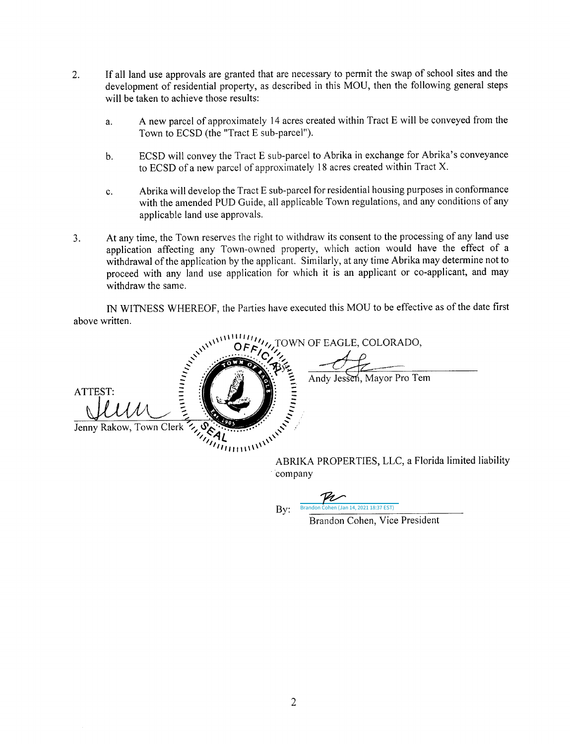2. If all land use approvals are granted that are necessary to permit the swap of school sites and the development of residential property, as described in this MOU, then the following general steps will be taken to achieve those results:

   a. A new parcel of approximately 14 acres created within Tract E will be conveyed from the Town to ECSD (the "Tract E sub-parcel").

   b. ECSD will convey the Tract E sub-parcel to Abrika in exchange for Abrika's conveyance to ECSD of a new parcel of approximately 18 acres created within Tract X.

   c. Abrika will develop the Tract E sub-parcel for residential housing purposes in conformance with the amended PUD Guide, all applicable Town regulations, and any conditions of any applicable land use approvals.

3. At any time, the Town reserves the right to withdraw its consent to the processing of any land use application affecting any Town-owned property, which action would have the effect of a withdrawal of the application by the applicant. Similarly, at any time Abrika may determine not to proceed with any land use application for which it is an applicant or co-applicant, and may withdraw the same.

IN WITNESS WHEREOF, the Parties have executed this MOU to be effective as of the date first above written.

TOWN OF EAGLE, COLORADO,

By: ______________________
Andy Jessen, Mayor Pro Tem

ATTEST:

______________________
Jenny Rakow, Town Clerk

OFFICIAL SEAL — TOWN OF EAGLE — EST. 1905

ABRIKA PROPERTIES, LLC, a Florida limited liability company

By: ______________________
Brandon Cohen (Jan 14, 2021 18:37 EST)
Brandon Cohen, Vice President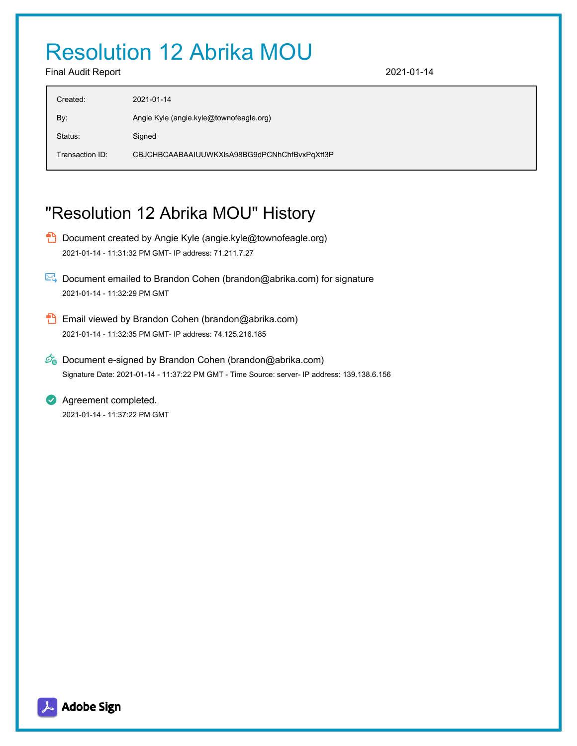# Resolution 12 Abrika MOU

Final Audit Report 2021-01-14

| | |
|---|---|
| Created: | 2021-01-14 |
| By: | Angie Kyle (angie.kyle@townofeagle.org) |
| Status: | Signed |
| Transaction ID: | CBJCHBCAABAAIUUWKXlsA98BG9dPCNhChfBvxPqXtf3P |

## "Resolution 12 Abrika MOU" History

- Document created by Angie Kyle (angie.kyle@townofeagle.org)
  2021-01-14 - 11:31:32 PM GMT- IP address: 71.211.7.27

- Document emailed to Brandon Cohen (brandon@abrika.com) for signature
  2021-01-14 - 11:32:29 PM GMT

- Email viewed by Brandon Cohen (brandon@abrika.com)
  2021-01-14 - 11:32:35 PM GMT- IP address: 74.125.216.185

- Document e-signed by Brandon Cohen (brandon@abrika.com)
  Signature Date: 2021-01-14 - 11:37:22 PM GMT - Time Source: server- IP address: 139.138.6.156

- Agreement completed.
  2021-01-14 - 11:37:22 PM GMT

Adobe Sign